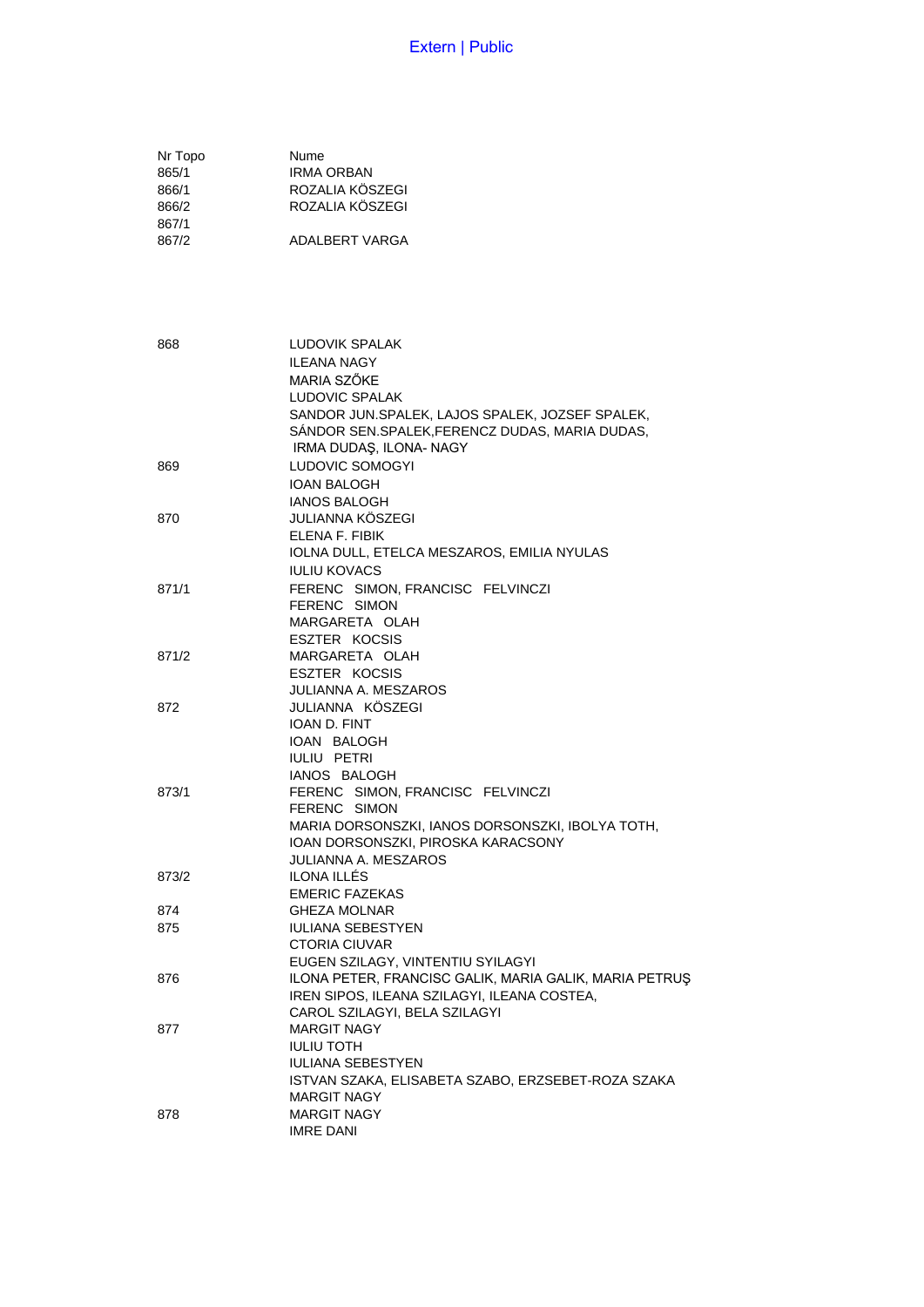| Nr Topo | Nume |
| --- | --- |
| 865/1 | IRMA ORBAN |
| 866/1 | ROZALIA KÖSZEGI |
| 866/2 | ROZALIA KÖSZEGI |
| 867/1 | |
| 867/2 | ADALBERT VARGA |
| 868 | LUDOVIK SPALAK |
| | ILEANA NAGY |
| | MARIA SZŐKE |
| | LUDOVIC SPALAK |
| | SANDOR JUN.SPALEK, LAJOS SPALEK, JOZSEF SPALEK, SÁNDOR SEN.SPALEK,FERENCZ DUDAS, MARIA DUDAS, IRMA DUDAŞ, ILONA- NAGY |
| 869 | LUDOVIC SOMOGYI |
| | IOAN BALOGH |
| | IANOS BALOGH |
| 870 | JULIANNA KÖSZEGI |
| | ELENA F. FIBIK |
| | IOLNA DULL, ETELCA MESZAROS, EMILIA NYULAS |
| | IULIU KOVACS |
| 871/1 | FERENC SIMON, FRANCISC FELVINCZI |
| | FERENC SIMON |
| | MARGARETA OLAH |
| | ESZTER KOCSIS |
| 871/2 | MARGARETA OLAH |
| | ESZTER KOCSIS |
| | JULIANNA A. MESZAROS |
| 872 | JULIANNA KÖSZEGI |
| | IOAN D. FINT |
| | IOAN BALOGH |
| | IULIU PETRI |
| | IANOS BALOGH |
| 873/1 | FERENC SIMON, FRANCISC FELVINCZI |
| | FERENC SIMON |
| | MARIA DORSONSZKI, IANOS DORSONSZKI, IBOLYA TOTH, IOAN DORSONSZKI, PIROSKA KARACSONY |
| | JULIANNA A. MESZAROS |
| 873/2 | ILONA ILLÉS |
| | EMERIC FAZEKAS |
| 874 | GHEZA MOLNAR |
| 875 | IULIANA SEBESTYEN |
| | CTORIA CIUVAR |
| | EUGEN SZILAGY, VINTENTIU SYILAGYI |
| 876 | ILONA PETER, FRANCISC GALIK, MARIA GALIK, MARIA PETRUŞ IREN SIPOS, ILEANA SZILAGYI, ILEANA COSTEA, CAROL SZILAGYI, BELA SZILAGYI |
| 877 | MARGIT NAGY |
| | IULIU TOTH |
| | IULIANA SEBESTYEN |
| | ISTVAN SZAKA, ELISABETA SZABO, ERZSEBET-ROZA SZAKA |
| | MARGIT NAGY |
| 878 | MARGIT NAGY |
| | IMRE DANI |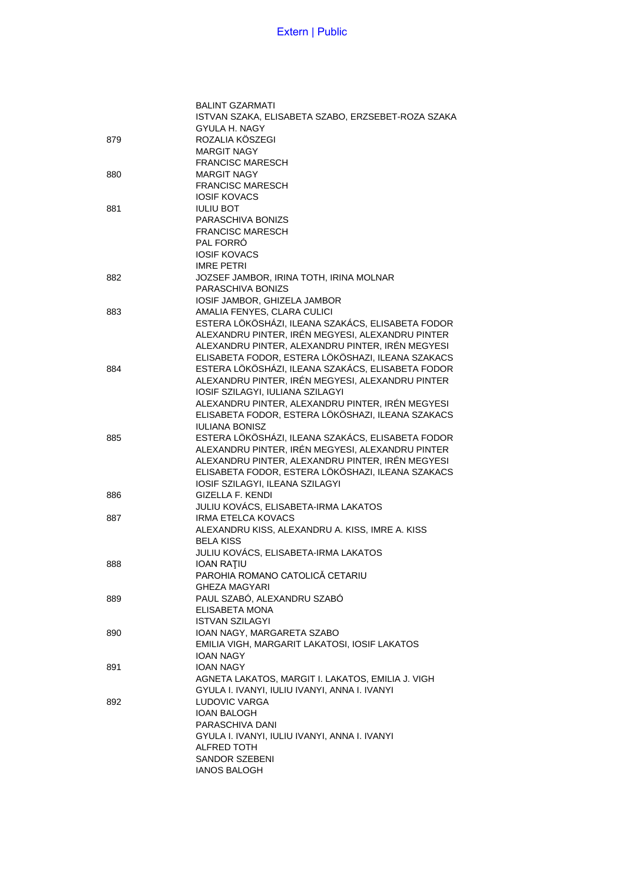| | |
|---|---|
| | BALINT GZARMATI |
| | ISTVAN SZAKA, ELISABETA SZABO, ERZSEBET-ROZA SZAKA |
| | GYULA H. NAGY |
| 879 | ROZALIA KÖSZEGI |
| | MARGIT NAGY |
| | FRANCISC MARESCH |
| 880 | MARGIT NAGY |
| | FRANCISC MARESCH |
| | IOSIF KOVACS |
| 881 | IULIU BOT |
| | PARASCHIVA BONIZS |
| | FRANCISC MARESCH |
| | PAL FORRÓ |
| | IOSIF KOVACS |
| | IMRE PETRI |
| 882 | JOZSEF JAMBOR, IRINA TOTH, IRINA MOLNAR |
| | PARASCHIVA BONIZS |
| | IOSIF JAMBOR, GHIZELA JAMBOR |
| 883 | AMALIA FENYES, CLARA CULICI |
| | ESTERA LÖKÖSHÁZI, ILEANA SZAKÁCS, ELISABETA FODOR |
| | ALEXANDRU PINTER, IRÉN MEGYESI, ALEXANDRU PINTER |
| | ALEXANDRU PINTER, ALEXANDRU PINTER, IRÉN MEGYESI |
| | ELISABETA FODOR, ESTERA LÖKÖSHAZI, ILEANA SZAKACS |
| 884 | ESTERA LÖKÖSHÁZI, ILEANA SZAKÁCS, ELISABETA FODOR |
| | ALEXANDRU PINTER, IRÉN MEGYESI, ALEXANDRU PINTER |
| | IOSIF SZILAGYI, IULIANA SZILAGYI |
| | ALEXANDRU PINTER, ALEXANDRU PINTER, IRÉN MEGYESI |
| | ELISABETA FODOR, ESTERA LÖKÖSHAZI, ILEANA SZAKACS |
| | IULIANA BONISZ |
| 885 | ESTERA LÖKÖSHÁZI, ILEANA SZAKÁCS, ELISABETA FODOR |
| | ALEXANDRU PINTER, IRÉN MEGYESI, ALEXANDRU PINTER |
| | ALEXANDRU PINTER, ALEXANDRU PINTER, IRÉN MEGYESI |
| | ELISABETA FODOR, ESTERA LÖKÖSHAZI, ILEANA SZAKACS |
| | IOSIF SZILAGYI, ILEANA SZILAGYI |
| 886 | GIZELLA F. KENDI |
| | JULIU KOVÁCS, ELISABETA-IRMA LAKATOS |
| 887 | IRMA ETELCA KOVACS |
| | ALEXANDRU KISS, ALEXANDRU A. KISS, IMRE A. KISS |
| | BELA KISS |
| | JULIU KOVÁCS, ELISABETA-IRMA LAKATOS |
| 888 | IOAN RAŢIU |
| | PAROHIA ROMANO CATOLICĂ CETARIU |
| | GHEZA MAGYARI |
| 889 | PAUL SZABÓ, ALEXANDRU SZABÓ |
| | ELISABETA MONA |
| | ISTVAN SZILAGYI |
| 890 | IOAN NAGY, MARGARETA SZABO |
| | EMILIA VIGH, MARGARIT LAKATOSI, IOSIF LAKATOS |
| | IOAN NAGY |
| 891 | IOAN NAGY |
| | AGNETA LAKATOS, MARGIT I. LAKATOS, EMILIA J. VIGH |
| | GYULA I. IVANYI, IULIU IVANYI, ANNA I. IVANYI |
| 892 | LUDOVIC VARGA |
| | IOAN BALOGH |
| | PARASCHIVA DANI |
| | GYULA I. IVANYI, IULIU IVANYI, ANNA I. IVANYI |
| | ALFRED TOTH |
| | SANDOR SZEBENI |
| | IANOS BALOGH |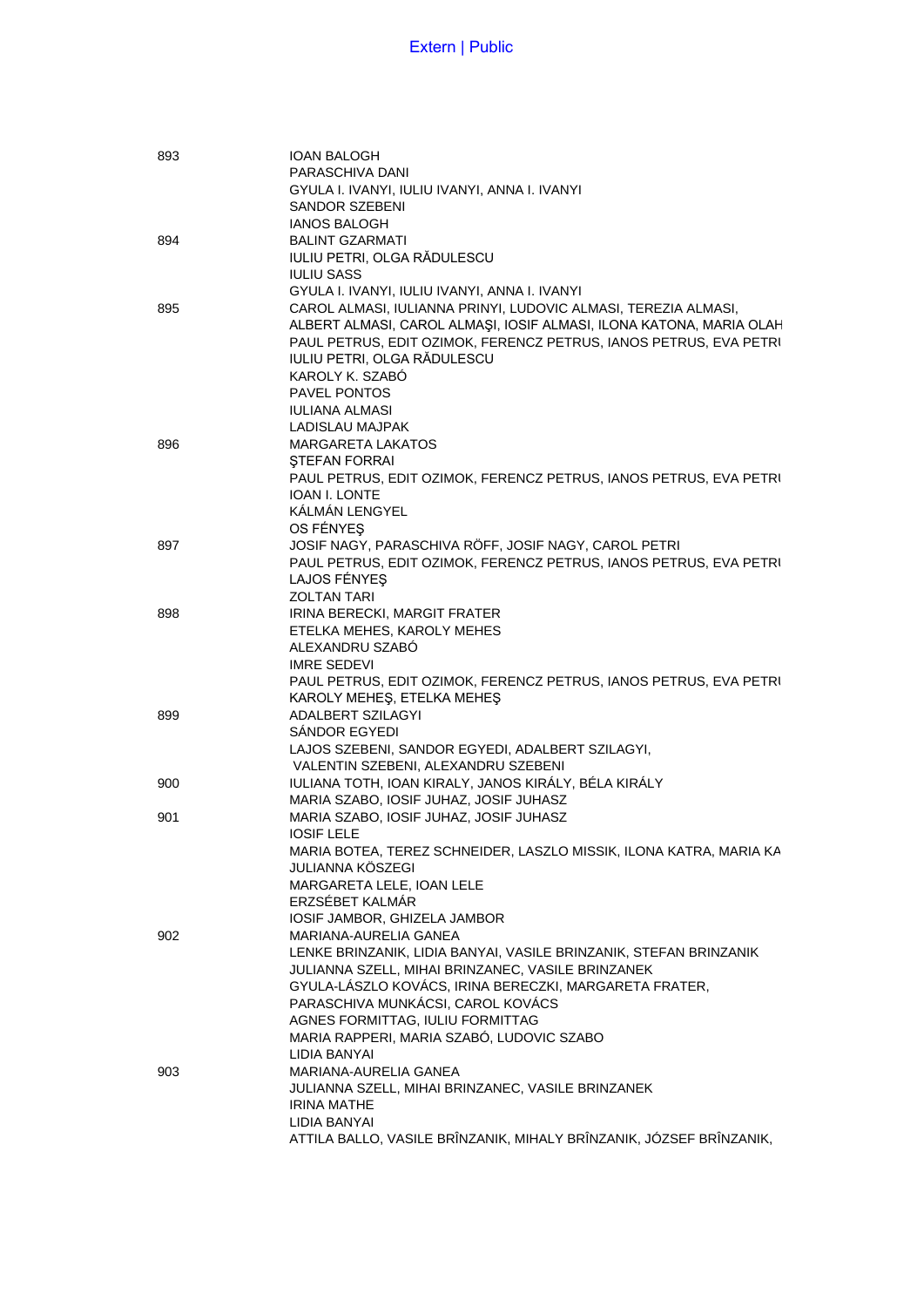| | |
|---|---|
| 893 | IOAN BALOGH |
| | PARASCHIVA DANI |
| | GYULA I. IVANYI, IULIU IVANYI, ANNA I. IVANYI |
| | SANDOR SZEBENI |
| | IANOS BALOGH |
| 894 | BALINT GZARMATI |
| | IULIU PETRI, OLGA RĂDULESCU |
| | IULIU SASS |
| | GYULA I. IVANYI, IULIU IVANYI, ANNA I. IVANYI |
| 895 | CAROL ALMASI, IULIANNA PRINYI, LUDOVIC ALMASI, TEREZIA ALMASI, ALBERT ALMASI, CAROL ALMAŞI, IOSIF ALMASI, ILONA KATONA, MARIA OLAH |
| | PAUL PETRUS, EDIT OZIMOK, FERENCZ PETRUS, IANOS PETRUS, EVA PETRI |
| | IULIU PETRI, OLGA RĂDULESCU |
| | KAROLY K. SZABÓ |
| | PAVEL PONTOS |
| | IULIANA ALMASI |
| | LADISLAU MAJPAK |
| 896 | MARGARETA LAKATOS |
| | ŞTEFAN FORRAI |
| | PAUL PETRUS, EDIT OZIMOK, FERENCZ PETRUS, IANOS PETRUS, EVA PETRI |
| | IOAN I. LONTE |
| | KÁLMÁN LENGYEL |
| | OS FÉNYEŞ |
| 897 | JOSIF NAGY, PARASCHIVA RÖFF, JOSIF NAGY, CAROL PETRI |
| | PAUL PETRUS, EDIT OZIMOK, FERENCZ PETRUS, IANOS PETRUS, EVA PETRI |
| | LAJOS FÉNYEŞ |
| | ZOLTAN TARI |
| 898 | IRINA BERECKI, MARGIT FRATER |
| | ETELKA MEHES, KAROLY MEHES |
| | ALEXANDRU SZABÓ |
| | IMRE SEDEVI |
| | PAUL PETRUS, EDIT OZIMOK, FERENCZ PETRUS, IANOS PETRUS, EVA PETRI |
| | KAROLY MEHEŞ, ETELKA MEHEŞ |
| 899 | ADALBERT SZILAGYI |
| | SÁNDOR EGYEDI |
| | LAJOS SZEBENI, SANDOR EGYEDI, ADALBERT SZILAGYI, VALENTIN SZEBENI, ALEXANDRU SZEBENI |
| 900 | IULIANA TOTH, IOAN KIRALY, JANOS KIRÁLY, BÉLA KIRÁLY |
| | MARIA SZABO, IOSIF JUHAZ, JOSIF JUHASZ |
| 901 | MARIA SZABO, IOSIF JUHAZ, JOSIF JUHASZ |
| | IOSIF LELE |
| | MARIA BOTEA, TEREZ SCHNEIDER, LASZLO MISSIK, ILONA KATRA, MARIA KA |
| | JULIANNA KÖSZEGI |
| | MARGARETA LELE, IOAN LELE |
| | ERZSÉBET KALMÁR |
| | IOSIF JAMBOR, GHIZELA JAMBOR |
| 902 | MARIANA-AURELIA GANEA |
| | LENKE BRINZANIK, LIDIA BANYAI, VASILE BRINZANIK, STEFAN BRINZANIK |
| | JULIANNA SZELL, MIHAI BRINZANEC, VASILE BRINZANEK |
| | GYULA-LÁSZLO KOVÁCS, IRINA BERECZKI, MARGARETA FRATER, PARASCHIVA MUNKÁCSI, CAROL KOVÁCS |
| | AGNES FORMITTAG, IULIU FORMITTAG |
| | MARIA RAPPERI, MARIA SZABÓ, LUDOVIC SZABO |
| | LIDIA BANYAI |
| 903 | MARIANA-AURELIA GANEA |
| | JULIANNA SZELL, MIHAI BRINZANEC, VASILE BRINZANEK |
| | IRINA MATHE |
| | LIDIA BANYAI |
| | ATTILA BALLO, VASILE BRÎNZANIK, MIHALY BRÎNZANIK, JÓZSEF BRÎNZANIK, |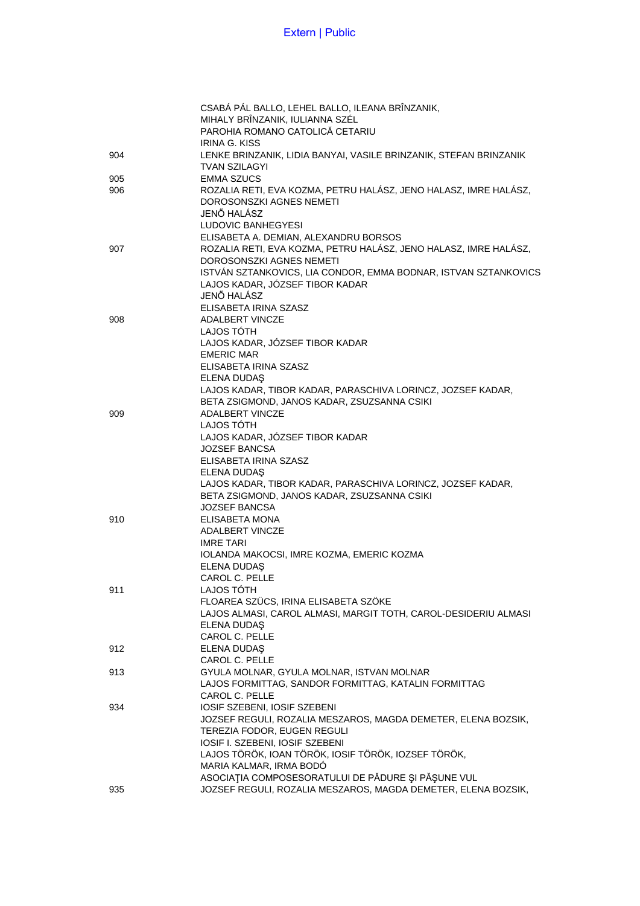| | |
|---|---|
| | CSABÁ PÁL BALLO, LEHEL BALLO, ILEANA BRÎNZANIK, MIHALY BRÎNZANIK, IULIANNA SZÉL |
| | PAROHIA ROMANO CATOLICĂ CETARIU |
| | IRINA G. KISS |
| 904 | LENKE BRINZANIK, LIDIA BANYAI, VASILE BRINZANIK, STEFAN BRINZANIK |
| | TVAN SZILAGYI |
| 905 | EMMA SZUCS |
| 906 | ROZALIA RETI, EVA KOZMA, PETRU HALÁSZ, JENO HALASZ, IMRE HALÁSZ, DOROSONSZKI AGNES NEMETI |
| | JENŐ HALÁSZ |
| | LUDOVIC BANHEGYESI |
| | ELISABETA A. DEMIAN, ALEXANDRU BORSOS |
| 907 | ROZALIA RETI, EVA KOZMA, PETRU HALÁSZ, JENO HALASZ, IMRE HALÁSZ, DOROSONSZKI AGNES NEMETI |
| | ISTVÁN SZTANKOVICS, LIA CONDOR, EMMA BODNAR, ISTVAN SZTANKOVICS |
| | LAJOS KADAR, JÓZSEF TIBOR KADAR |
| | JENŐ HALÁSZ |
| | ELISABETA IRINA SZASZ |
| 908 | ADALBERT VINCZE |
| | LAJOS TÓTH |
| | LAJOS KADAR, JÓZSEF TIBOR KADAR |
| | EMERIC MAR |
| | ELISABETA IRINA SZASZ |
| | ELENA DUDAŞ |
| | LAJOS KADAR, TIBOR KADAR, PARASCHIVA LORINCZ, JOZSEF KADAR, BETA ZSIGMOND, JANOS KADAR, ZSUZSANNA CSIKI |
| 909 | ADALBERT VINCZE |
| | LAJOS TÓTH |
| | LAJOS KADAR, JÓZSEF TIBOR KADAR |
| | JOZSEF BANCSA |
| | ELISABETA IRINA SZASZ |
| | ELENA DUDAŞ |
| | LAJOS KADAR, TIBOR KADAR, PARASCHIVA LORINCZ, JOZSEF KADAR, BETA ZSIGMOND, JANOS KADAR, ZSUZSANNA CSIKI |
| | JOZSEF BANCSA |
| 910 | ELISABETA MONA |
| | ADALBERT VINCZE |
| | IMRE TARI |
| | IOLANDA MAKOCSI, IMRE KOZMA, EMERIC KOZMA |
| | ELENA DUDAŞ |
| | CAROL C. PELLE |
| 911 | LAJOS TÓTH |
| | FLOAREA SZÜCS, IRINA ELISABETA SZÖKE |
| | LAJOS ALMASI, CAROL ALMASI, MARGIT TOTH, CAROL-DESIDERIU ALMASI |
| | ELENA DUDAŞ |
| | CAROL C. PELLE |
| 912 | ELENA DUDAŞ |
| | CAROL C. PELLE |
| 913 | GYULA MOLNAR, GYULA MOLNAR, ISTVAN MOLNAR |
| | LAJOS FORMITTAG, SANDOR FORMITTAG, KATALIN FORMITTAG |
| | CAROL C. PELLE |
| 934 | IOSIF SZEBENI, IOSIF SZEBENI |
| | JOZSEF REGULI, ROZALIA MESZAROS, MAGDA DEMETER, ELENA BOZSIK, TEREZIA FODOR, EUGEN REGULI |
| | IOSIF I. SZEBENI, IOSIF SZEBENI |
| | LAJOS TÖRÖK, IOAN TÖRÖK, IOSIF TÖRÖK, IOZSEF TÖRÖK, MARIA KALMAR, IRMA BODÓ |
| | ASOCIAŢIA COMPOSESORATULUI DE PĂDURE ŞI PĂŞUNE VUL |
| 935 | JOZSEF REGULI, ROZALIA MESZAROS, MAGDA DEMETER, ELENA BOZSIK, |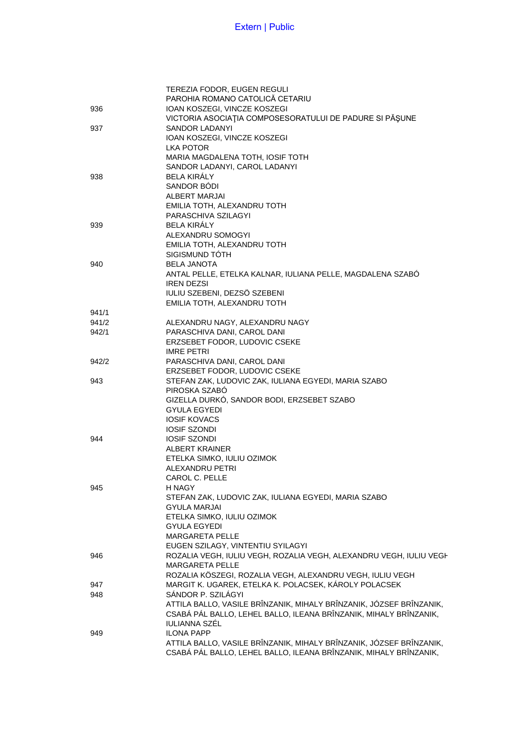|  |  |
|---|---|
|  | TEREZIA FODOR, EUGEN REGULI |
|  | PAROHIA ROMANO CATOLICĂ CETARIU |
| 936 | IOAN KOSZEGI, VINCZE KOSZEGI |
|  | VICTORIA ASOCIAŢIA COMPOSESORATULUI DE PADURE SI PĂŞUNE |
| 937 | SANDOR LADANYI |
|  | IOAN KOSZEGI, VINCZE KOSZEGI |
|  | LKA POTOR |
|  | MARIA MAGDALENA TOTH, IOSIF TOTH |
|  | SANDOR LADANYI, CAROL LADANYI |
| 938 | BELA KIRÁLY |
|  | SANDOR BÓDI |
|  | ALBERT MARJAI |
|  | EMILIA TOTH, ALEXANDRU TOTH |
|  | PARASCHIVA SZILAGYI |
| 939 | BELA KIRÁLY |
|  | ALEXANDRU SOMOGYI |
|  | EMILIA TOTH, ALEXANDRU TOTH |
|  | SIGISMUND TÓTH |
| 940 | BELA JANOTA |
|  | ANTAL PELLE, ETELKA KALNAR, IULIANA PELLE, MAGDALENA SZABÓ |
|  | IREN DEZSI |
|  | IULIU SZEBENI, DEZSÖ SZEBENI |
|  | EMILIA TOTH, ALEXANDRU TOTH |
| 941/1 |  |
| 941/2 | ALEXANDRU NAGY, ALEXANDRU NAGY |
| 942/1 | PARASCHIVA DANI, CAROL DANI |
|  | ERZSEBET FODOR, LUDOVIC CSEKE |
|  | IMRE PETRI |
| 942/2 | PARASCHIVA DANI, CAROL DANI |
|  | ERZSEBET FODOR, LUDOVIC CSEKE |
| 943 | STEFAN ZAK, LUDOVIC ZAK, IULIANA EGYEDI, MARIA SZABO |
|  | PIROSKA SZABÓ |
|  | GIZELLA DURKÓ, SANDOR BODI, ERZSEBET SZABO |
|  | GYULA EGYEDI |
|  | IOSIF KOVACS |
|  | IOSIF SZONDI |
| 944 | IOSIF SZONDI |
|  | ALBERT KRAINER |
|  | ETELKA SIMKO, IULIU OZIMOK |
|  | ALEXANDRU PETRI |
|  | CAROL C. PELLE |
| 945 | H NAGY |
|  | STEFAN ZAK, LUDOVIC ZAK, IULIANA EGYEDI, MARIA SZABO |
|  | GYULA MARJAI |
|  | ETELKA SIMKO, IULIU OZIMOK |
|  | GYULA EGYEDI |
|  | MARGARETA PELLE |
|  | EUGEN SZILAGY, VINTENTIU SYILAGYI |
| 946 | ROZALIA VEGH, IULIU VEGH, ROZALIA VEGH, ALEXANDRU VEGH, IULIU VEGH |
|  | MARGARETA PELLE |
|  | ROZALIA KÖSZEGI, ROZALIA VEGH, ALEXANDRU VEGH, IULIU VEGH |
| 947 | MARGIT K. UGAREK, ETELKA K. POLACSEK, KÁROLY POLACSEK |
| 948 | SÁNDOR P. SZILÁGYI |
|  | ATTILA BALLO, VASILE BRÎNZANIK, MIHALY BRÎNZANIK, JÓZSEF BRÎNZANIK, CSABÁ PÁL BALLO, LEHEL BALLO, ILEANA BRÎNZANIK, MIHALY BRÎNZANIK, IULIANNA SZÉL |
| 949 | ILONA PAPP |
|  | ATTILA BALLO, VASILE BRÎNZANIK, MIHALY BRÎNZANIK, JÓZSEF BRÎNZANIK, CSABÁ PÁL BALLO, LEHEL BALLO, ILEANA BRÎNZANIK, MIHALY BRÎNZANIK, |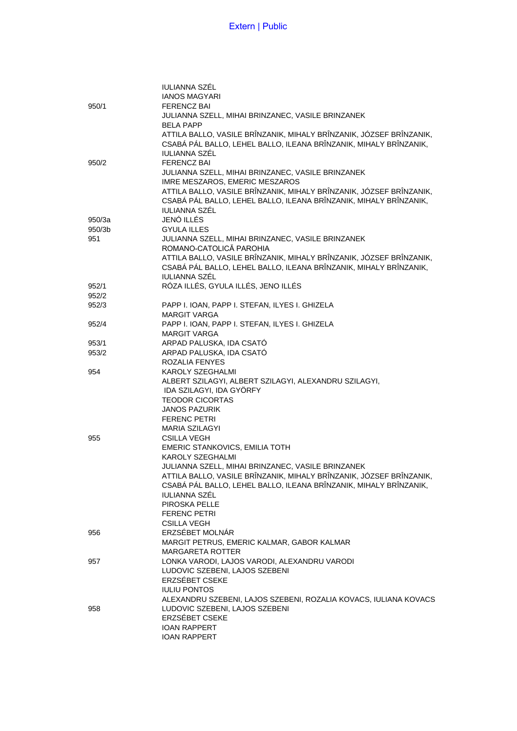| | |
|---|---|
| | IULIANNA SZÉL |
| | IANOS MAGYARI |
| 950/1 | FERENCZ BAI |
| | JULIANNA SZELL, MIHAI BRINZANEC, VASILE BRINZANEK |
| | BELA PAPP |
| | ATTILA BALLO, VASILE BRÎNZANIK, MIHALY BRÎNZANIK, JÓZSEF BRÎNZANIK, CSABÁ PÁL BALLO, LEHEL BALLO, ILEANA BRÎNZANIK, MIHALY BRÎNZANIK, |
| | IULIANNA SZÉL |
| 950/2 | FERENCZ BAI |
| | JULIANNA SZELL, MIHAI BRINZANEC, VASILE BRINZANEK |
| | IMRE MESZAROS, EMERIC MESZAROS |
| | ATTILA BALLO, VASILE BRÎNZANIK, MIHALY BRÎNZANIK, JÓZSEF BRÎNZANIK, CSABÁ PÁL BALLO, LEHEL BALLO, ILEANA BRÎNZANIK, MIHALY BRÎNZANIK, |
| | IULIANNA SZÉL |
| 950/3a | JENÓ ILLÉS |
| 950/3b | GYULA ILLES |
| 951 | JULIANNA SZELL, MIHAI BRINZANEC, VASILE BRINZANEK |
| | ROMANO-CATOLICĂ PAROHIA |
| | ATTILA BALLO, VASILE BRÎNZANIK, MIHALY BRÎNZANIK, JÓZSEF BRÎNZANIK, CSABÁ PÁL BALLO, LEHEL BALLO, ILEANA BRÎNZANIK, MIHALY BRÎNZANIK, |
| | IULIANNA SZÉL |
| 952/1 | RÓZA ILLÉS, GYULA ILLÉS, JENO ILLÉS |
| 952/2 | |
| 952/3 | PAPP I. IOAN, PAPP I. STEFAN, ILYES I. GHIZELA |
| | MARGIT VARGA |
| 952/4 | PAPP I. IOAN, PAPP I. STEFAN, ILYES I. GHIZELA |
| | MARGIT VARGA |
| 953/1 | ARPAD PALUSKA, IDA CSATÓ |
| 953/2 | ARPAD PALUSKA, IDA CSATÓ |
| | ROZALIA FENYES |
| 954 | KAROLY SZEGHALMI |
| | ALBERT SZILAGYI, ALBERT SZILAGYI, ALEXANDRU SZILAGYI, IDA SZILAGYI, IDA GYÖRFY |
| | TEODOR CICORTAS |
| | JANOS PAZURIK |
| | FERENC PETRI |
| | MARIA SZILAGYI |
| 955 | CSILLA VEGH |
| | EMERIC STANKOVICS, EMILIA TOTH |
| | KAROLY SZEGHALMI |
| | JULIANNA SZELL, MIHAI BRINZANEC, VASILE BRINZANEK |
| | ATTILA BALLO, VASILE BRÎNZANIK, MIHALY BRÎNZANIK, JÓZSEF BRÎNZANIK, CSABÁ PÁL BALLO, LEHEL BALLO, ILEANA BRÎNZANIK, MIHALY BRÎNZANIK, |
| | IULIANNA SZÉL |
| | PIROSKA PELLE |
| | FERENC PETRI |
| | CSILLA VEGH |
| 956 | ERZSÉBET MOLNÁR |
| | MARGIT PETRUS, EMERIC KALMAR, GABOR KALMAR |
| | MARGARETA ROTTER |
| 957 | LONKA VARODI, LAJOS VARODI, ALEXANDRU VARODI |
| | LUDOVIC SZEBENI, LAJOS SZEBENI |
| | ERZSÉBET CSEKE |
| | IULIU PONTOS |
| | ALEXANDRU SZEBENI, LAJOS SZEBENI, ROZALIA KOVACS, IULIANA KOVACS |
| 958 | LUDOVIC SZEBENI, LAJOS SZEBENI |
| | ERZSÉBET CSEKE |
| | IOAN RAPPERT |
| | IOAN RAPPERT |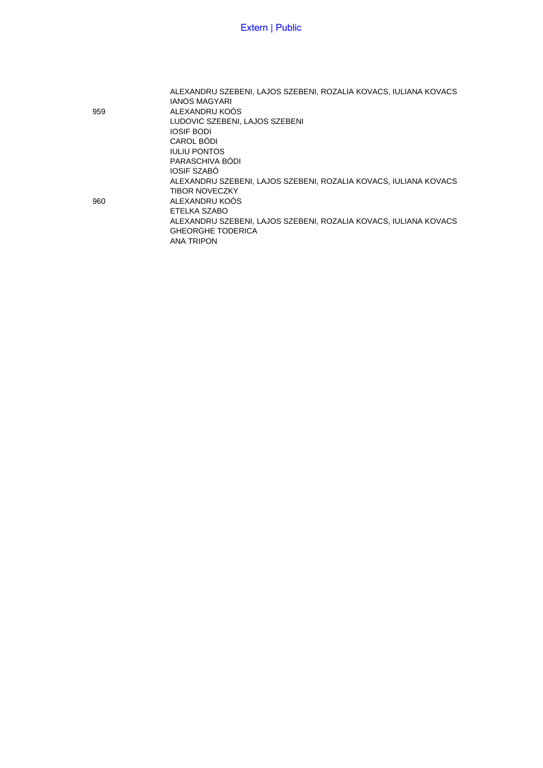| | |
|---|---|
| | ALEXANDRU SZEBENI, LAJOS SZEBENI, ROZALIA KOVACS, IULIANA KOVACS |
| | IANOS MAGYARI |
| 959 | ALEXANDRU KOÓS |
| | LUDOVIC SZEBENI, LAJOS SZEBENI |
| | IOSIF BODI |
| | CAROL BÓDI |
| | IULIU PONTOS |
| | PARASCHIVA BÓDI |
| | IOSIF SZABÓ |
| | ALEXANDRU SZEBENI, LAJOS SZEBENI, ROZALIA KOVACS, IULIANA KOVACS |
| | TIBOR NOVECZKY |
| 960 | ALEXANDRU KOÓS |
| | ETELKA SZABO |
| | ALEXANDRU SZEBENI, LAJOS SZEBENI, ROZALIA KOVACS, IULIANA KOVACS |
| | GHEORGHE TODERICA |
| | ANA TRIPON |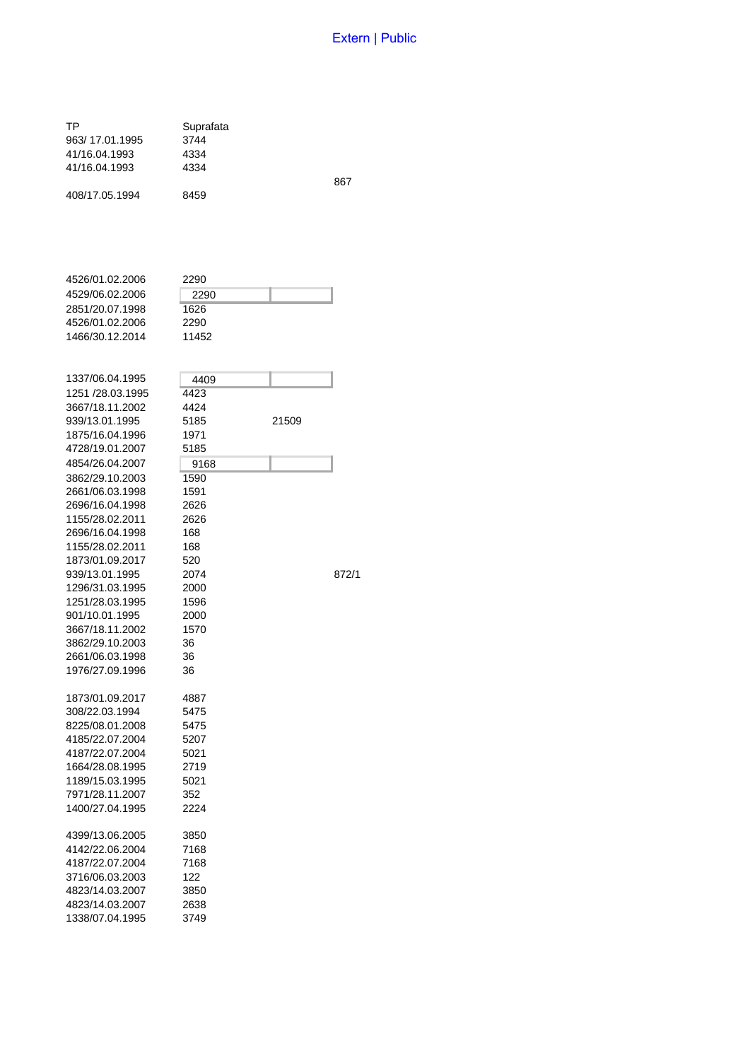| TP | Suprafata | | |
|---|---|---|---|
| 963/ 17.01.1995 | 3744 | | |
| 41/16.04.1993 | 4334 | | |
| 41/16.04.1993 | 4334 | | |
| | | | 867 |
| 408/17.05.1994 | 8459 | | |
| | | | |
| 4526/01.02.2006 | 2290 | | |
| 4529/06.02.2006 | 2290 | | |
| 2851/20.07.1998 | 1626 | | |
| 4526/01.02.2006 | 2290 | | |
| 1466/30.12.2014 | 11452 | | |
| | | | |
| 1337/06.04.1995 | 4409 | | |
| 1251 /28.03.1995 | 4423 | | |
| 3667/18.11.2002 | 4424 | | |
| 939/13.01.1995 | 5185 | 21509 | |
| 1875/16.04.1996 | 1971 | | |
| 4728/19.01.2007 | 5185 | | |
| 4854/26.04.2007 | 9168 | | |
| 3862/29.10.2003 | 1590 | | |
| 2661/06.03.1998 | 1591 | | |
| 2696/16.04.1998 | 2626 | | |
| 1155/28.02.2011 | 2626 | | |
| 2696/16.04.1998 | 168 | | |
| 1155/28.02.2011 | 168 | | |
| 1873/01.09.2017 | 520 | | |
| 939/13.01.1995 | 2074 | | 872/1 |
| 1296/31.03.1995 | 2000 | | |
| 1251/28.03.1995 | 1596 | | |
| 901/10.01.1995 | 2000 | | |
| 3667/18.11.2002 | 1570 | | |
| 3862/29.10.2003 | 36 | | |
| 2661/06.03.1998 | 36 | | |
| 1976/27.09.1996 | 36 | | |
| | | | |
| 1873/01.09.2017 | 4887 | | |
| 308/22.03.1994 | 5475 | | |
| 8225/08.01.2008 | 5475 | | |
| 4185/22.07.2004 | 5207 | | |
| 4187/22.07.2004 | 5021 | | |
| 1664/28.08.1995 | 2719 | | |
| 1189/15.03.1995 | 5021 | | |
| 7971/28.11.2007 | 352 | | |
| 1400/27.04.1995 | 2224 | | |
| | | | |
| 4399/13.06.2005 | 3850 | | |
| 4142/22.06.2004 | 7168 | | |
| 4187/22.07.2004 | 7168 | | |
| 3716/06.03.2003 | 122 | | |
| 4823/14.03.2007 | 3850 | | |
| 4823/14.03.2007 | 2638 | | |
| 1338/07.04.1995 | 3749 | | |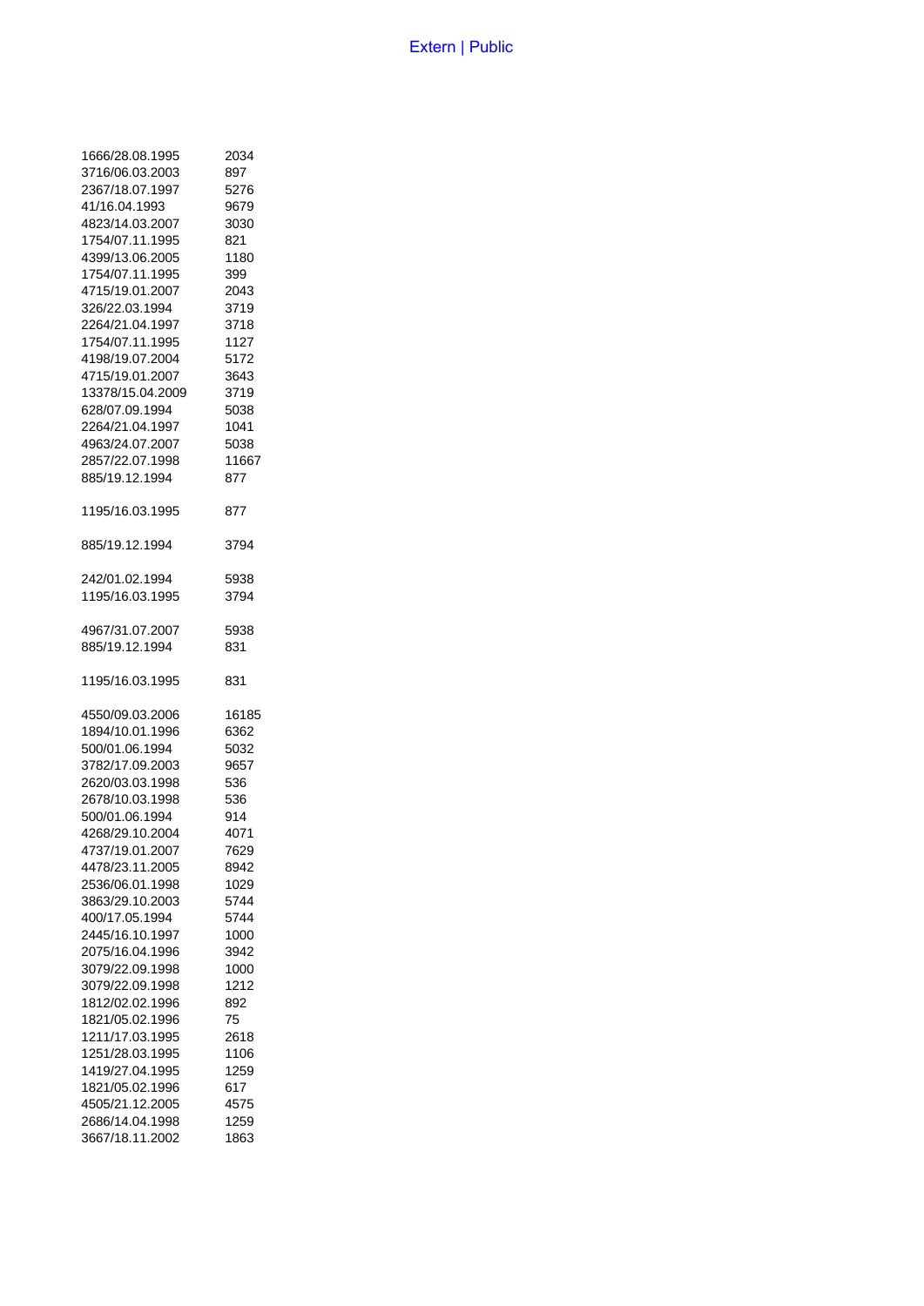| | |
|---|---|
| 1666/28.08.1995 | 2034 |
| 3716/06.03.2003 | 897 |
| 2367/18.07.1997 | 5276 |
| 41/16.04.1993 | 9679 |
| 4823/14.03.2007 | 3030 |
| 1754/07.11.1995 | 821 |
| 4399/13.06.2005 | 1180 |
| 1754/07.11.1995 | 399 |
| 4715/19.01.2007 | 2043 |
| 326/22.03.1994 | 3719 |
| 2264/21.04.1997 | 3718 |
| 1754/07.11.1995 | 1127 |
| 4198/19.07.2004 | 5172 |
| 4715/19.01.2007 | 3643 |
| 13378/15.04.2009 | 3719 |
| 628/07.09.1994 | 5038 |
| 2264/21.04.1997 | 1041 |
| 4963/24.07.2007 | 5038 |
| 2857/22.07.1998 | 11667 |
| 885/19.12.1994 | 877 |
| 1195/16.03.1995 | 877 |
| 885/19.12.1994 | 3794 |
| 242/01.02.1994 | 5938 |
| 1195/16.03.1995 | 3794 |
| 4967/31.07.2007 | 5938 |
| 885/19.12.1994 | 831 |
| 1195/16.03.1995 | 831 |
| 4550/09.03.2006 | 16185 |
| 1894/10.01.1996 | 6362 |
| 500/01.06.1994 | 5032 |
| 3782/17.09.2003 | 9657 |
| 2620/03.03.1998 | 536 |
| 2678/10.03.1998 | 536 |
| 500/01.06.1994 | 914 |
| 4268/29.10.2004 | 4071 |
| 4737/19.01.2007 | 7629 |
| 4478/23.11.2005 | 8942 |
| 2536/06.01.1998 | 1029 |
| 3863/29.10.2003 | 5744 |
| 400/17.05.1994 | 5744 |
| 2445/16.10.1997 | 1000 |
| 2075/16.04.1996 | 3942 |
| 3079/22.09.1998 | 1000 |
| 3079/22.09.1998 | 1212 |
| 1812/02.02.1996 | 892 |
| 1821/05.02.1996 | 75 |
| 1211/17.03.1995 | 2618 |
| 1251/28.03.1995 | 1106 |
| 1419/27.04.1995 | 1259 |
| 1821/05.02.1996 | 617 |
| 4505/21.12.2005 | 4575 |
| 2686/14.04.1998 | 1259 |
| 3667/18.11.2002 | 1863 |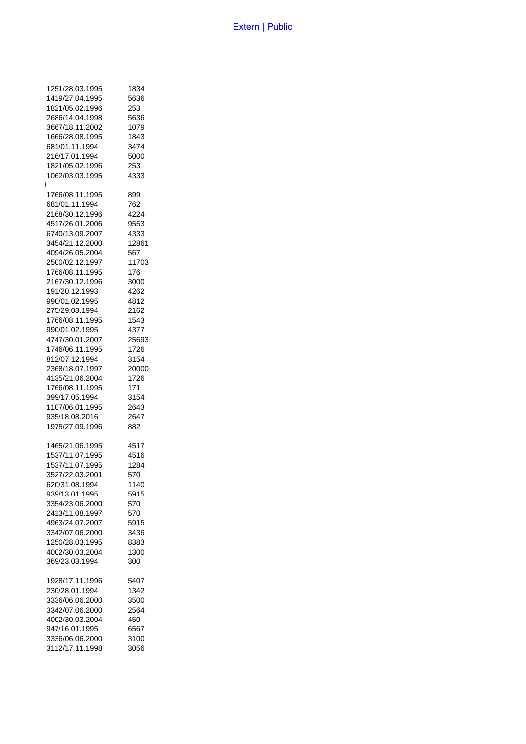| | |
|---|---|
| 1251/28.03.1995 | 1834 |
| 1419/27.04.1995 | 5636 |
| 1821/05.02.1996 | 253 |
| 2686/14.04.1998 | 5636 |
| 3667/18.11.2002 | 1079 |
| 1666/28.08.1995 | 1843 |
| 681/01.11.1994 | 3474 |
| 216/17.01.1994 | 5000 |
| 1821/05.02.1996 | 253 |
| 1062/03.03.1995 | 4333 |
| I | |
| 1766/08.11.1995 | 899 |
| 681/01.11.1994 | 762 |
| 2168/30.12.1996 | 4224 |
| 4517/26.01.2006 | 9553 |
| 6740/13.09.2007 | 4333 |
| 3454/21.12.2000 | 12861 |
| 4094/26.05.2004 | 567 |
| 2500/02.12.1997 | 11703 |
| 1766/08.11.1995 | 176 |
| 2167/30.12.1996 | 3000 |
| 191/20.12.1993 | 4262 |
| 990/01.02.1995 | 4812 |
| 275/29.03.1994 | 2162 |
| 1766/08.11.1995 | 1543 |
| 990/01.02.1995 | 4377 |
| 4747/30.01.2007 | 25693 |
| 1746/06.11.1995 | 1726 |
| 812/07.12.1994 | 3154 |
| 2368/18.07.1997 | 20000 |
| 4135/21.06.2004 | 1726 |
| 1766/08.11.1995 | 171 |
| 399/17.05.1994 | 3154 |
| 1107/06.01.1995 | 2643 |
| 935/18.08.2016 | 2647 |
| 1975/27.09.1996 | 882 |
| | |
| 1465/21.06.1995 | 4517 |
| 1537/11.07.1995 | 4516 |
| 1537/11.07.1995 | 1284 |
| 3527/22.03.2001 | 570 |
| 620/31.08.1994 | 1140 |
| 939/13.01.1995 | 5915 |
| 3354/23.06.2000 | 570 |
| 2413/11.08.1997 | 570 |
| 4963/24.07.2007 | 5915 |
| 3342/07.06.2000 | 3436 |
| 1250/28.03.1995 | 8383 |
| 4002/30.03.2004 | 1300 |
| 369/23.03.1994 | 300 |
| | |
| 1928/17.11.1996 | 5407 |
| 230/28.01.1994 | 1342 |
| 3336/06.06.2000 | 3500 |
| 3342/07.06.2000 | 2564 |
| 4002/30.03.2004 | 450 |
| 947/16.01.1995 | 6567 |
| 3336/06.06.2000 | 3100 |
| 3112/17.11.1998 | 3056 |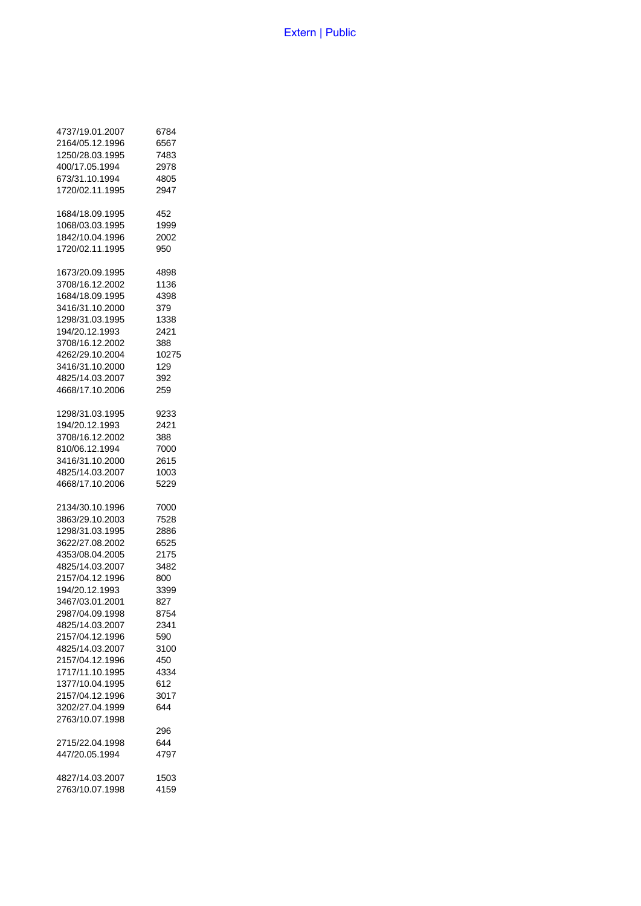| | |
|---|---|
| 4737/19.01.2007 | 6784 |
| 2164/05.12.1996 | 6567 |
| 1250/28.03.1995 | 7483 |
| 400/17.05.1994 | 2978 |
| 673/31.10.1994 | 4805 |
| 1720/02.11.1995 | 2947 |
| | |
| 1684/18.09.1995 | 452 |
| 1068/03.03.1995 | 1999 |
| 1842/10.04.1996 | 2002 |
| 1720/02.11.1995 | 950 |
| | |
| 1673/20.09.1995 | 4898 |
| 3708/16.12.2002 | 1136 |
| 1684/18.09.1995 | 4398 |
| 3416/31.10.2000 | 379 |
| 1298/31.03.1995 | 1338 |
| 194/20.12.1993 | 2421 |
| 3708/16.12.2002 | 388 |
| 4262/29.10.2004 | 10275 |
| 3416/31.10.2000 | 129 |
| 4825/14.03.2007 | 392 |
| 4668/17.10.2006 | 259 |
| | |
| 1298/31.03.1995 | 9233 |
| 194/20.12.1993 | 2421 |
| 3708/16.12.2002 | 388 |
| 810/06.12.1994 | 7000 |
| 3416/31.10.2000 | 2615 |
| 4825/14.03.2007 | 1003 |
| 4668/17.10.2006 | 5229 |
| | |
| 2134/30.10.1996 | 7000 |
| 3863/29.10.2003 | 7528 |
| 1298/31.03.1995 | 2886 |
| 3622/27.08.2002 | 6525 |
| 4353/08.04.2005 | 2175 |
| 4825/14.03.2007 | 3482 |
| 2157/04.12.1996 | 800 |
| 194/20.12.1993 | 3399 |
| 3467/03.01.2001 | 827 |
| 2987/04.09.1998 | 8754 |
| 4825/14.03.2007 | 2341 |
| 2157/04.12.1996 | 590 |
| 4825/14.03.2007 | 3100 |
| 2157/04.12.1996 | 450 |
| 1717/11.10.1995 | 4334 |
| 1377/10.04.1995 | 612 |
| 2157/04.12.1996 | 3017 |
| 3202/27.04.1999 | 644 |
| 2763/10.07.1998 | |
| | 296 |
| 2715/22.04.1998 | 644 |
| 447/20.05.1994 | 4797 |
| | |
| 4827/14.03.2007 | 1503 |
| 2763/10.07.1998 | 4159 |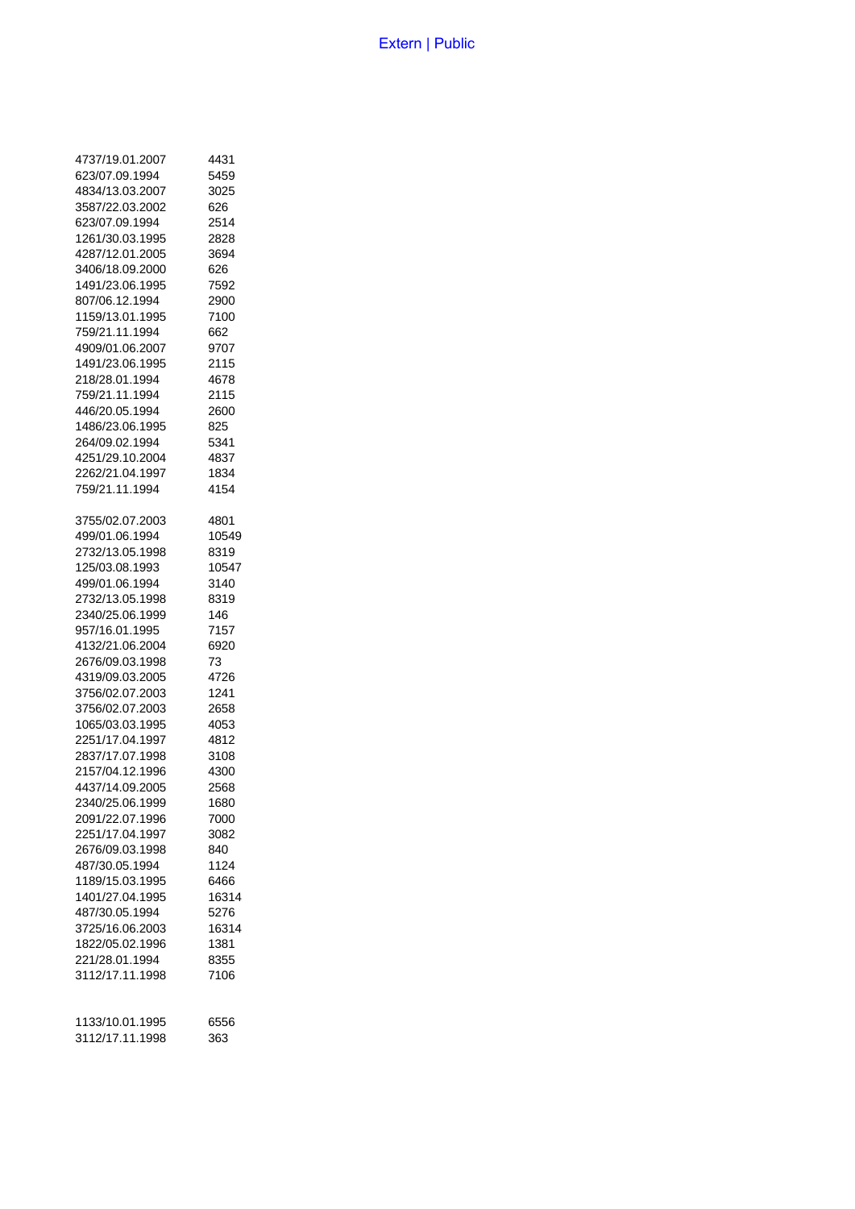| | |
|---|---|
| 4737/19.01.2007 | 4431 |
| 623/07.09.1994 | 5459 |
| 4834/13.03.2007 | 3025 |
| 3587/22.03.2002 | 626 |
| 623/07.09.1994 | 2514 |
| 1261/30.03.1995 | 2828 |
| 4287/12.01.2005 | 3694 |
| 3406/18.09.2000 | 626 |
| 1491/23.06.1995 | 7592 |
| 807/06.12.1994 | 2900 |
| 1159/13.01.1995 | 7100 |
| 759/21.11.1994 | 662 |
| 4909/01.06.2007 | 9707 |
| 1491/23.06.1995 | 2115 |
| 218/28.01.1994 | 4678 |
| 759/21.11.1994 | 2115 |
| 446/20.05.1994 | 2600 |
| 1486/23.06.1995 | 825 |
| 264/09.02.1994 | 5341 |
| 4251/29.10.2004 | 4837 |
| 2262/21.04.1997 | 1834 |
| 759/21.11.1994 | 4154 |
| | |
| 3755/02.07.2003 | 4801 |
| 499/01.06.1994 | 10549 |
| 2732/13.05.1998 | 8319 |
| 125/03.08.1993 | 10547 |
| 499/01.06.1994 | 3140 |
| 2732/13.05.1998 | 8319 |
| 2340/25.06.1999 | 146 |
| 957/16.01.1995 | 7157 |
| 4132/21.06.2004 | 6920 |
| 2676/09.03.1998 | 73 |
| 4319/09.03.2005 | 4726 |
| 3756/02.07.2003 | 1241 |
| 3756/02.07.2003 | 2658 |
| 1065/03.03.1995 | 4053 |
| 2251/17.04.1997 | 4812 |
| 2837/17.07.1998 | 3108 |
| 2157/04.12.1996 | 4300 |
| 4437/14.09.2005 | 2568 |
| 2340/25.06.1999 | 1680 |
| 2091/22.07.1996 | 7000 |
| 2251/17.04.1997 | 3082 |
| 2676/09.03.1998 | 840 |
| 487/30.05.1994 | 1124 |
| 1189/15.03.1995 | 6466 |
| 1401/27.04.1995 | 16314 |
| 487/30.05.1994 | 5276 |
| 3725/16.06.2003 | 16314 |
| 1822/05.02.1996 | 1381 |
| 221/28.01.1994 | 8355 |
| 3112/17.11.1998 | 7106 |
| | |
| 1133/10.01.1995 | 6556 |
| 3112/17.11.1998 | 363 |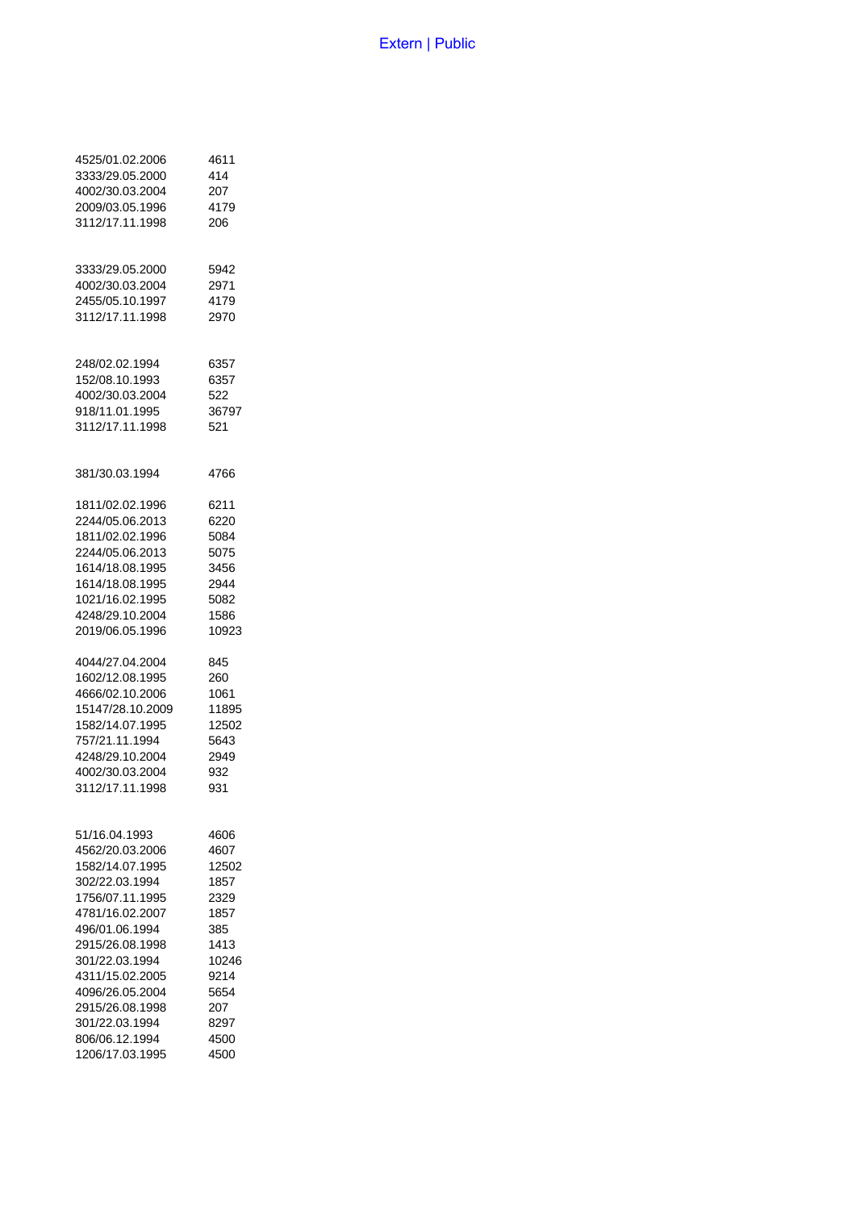| | |
|---|---|
| 4525/01.02.2006 | 4611 |
| 3333/29.05.2000 | 414 |
| 4002/30.03.2004 | 207 |
| 2009/03.05.1996 | 4179 |
| 3112/17.11.1998 | 206 |
| | |
| 3333/29.05.2000 | 5942 |
| 4002/30.03.2004 | 2971 |
| 2455/05.10.1997 | 4179 |
| 3112/17.11.1998 | 2970 |
| | |
| 248/02.02.1994 | 6357 |
| 152/08.10.1993 | 6357 |
| 4002/30.03.2004 | 522 |
| 918/11.01.1995 | 36797 |
| 3112/17.11.1998 | 521 |
| | |
| 381/30.03.1994 | 4766 |
| | |
| 1811/02.02.1996 | 6211 |
| 2244/05.06.2013 | 6220 |
| 1811/02.02.1996 | 5084 |
| 2244/05.06.2013 | 5075 |
| 1614/18.08.1995 | 3456 |
| 1614/18.08.1995 | 2944 |
| 1021/16.02.1995 | 5082 |
| 4248/29.10.2004 | 1586 |
| 2019/06.05.1996 | 10923 |
| | |
| 4044/27.04.2004 | 845 |
| 1602/12.08.1995 | 260 |
| 4666/02.10.2006 | 1061 |
| 15147/28.10.2009 | 11895 |
| 1582/14.07.1995 | 12502 |
| 757/21.11.1994 | 5643 |
| 4248/29.10.2004 | 2949 |
| 4002/30.03.2004 | 932 |
| 3112/17.11.1998 | 931 |
| | |
| 51/16.04.1993 | 4606 |
| 4562/20.03.2006 | 4607 |
| 1582/14.07.1995 | 12502 |
| 302/22.03.1994 | 1857 |
| 1756/07.11.1995 | 2329 |
| 4781/16.02.2007 | 1857 |
| 496/01.06.1994 | 385 |
| 2915/26.08.1998 | 1413 |
| 301/22.03.1994 | 10246 |
| 4311/15.02.2005 | 9214 |
| 4096/26.05.2004 | 5654 |
| 2915/26.08.1998 | 207 |
| 301/22.03.1994 | 8297 |
| 806/06.12.1994 | 4500 |
| 1206/17.03.1995 | 4500 |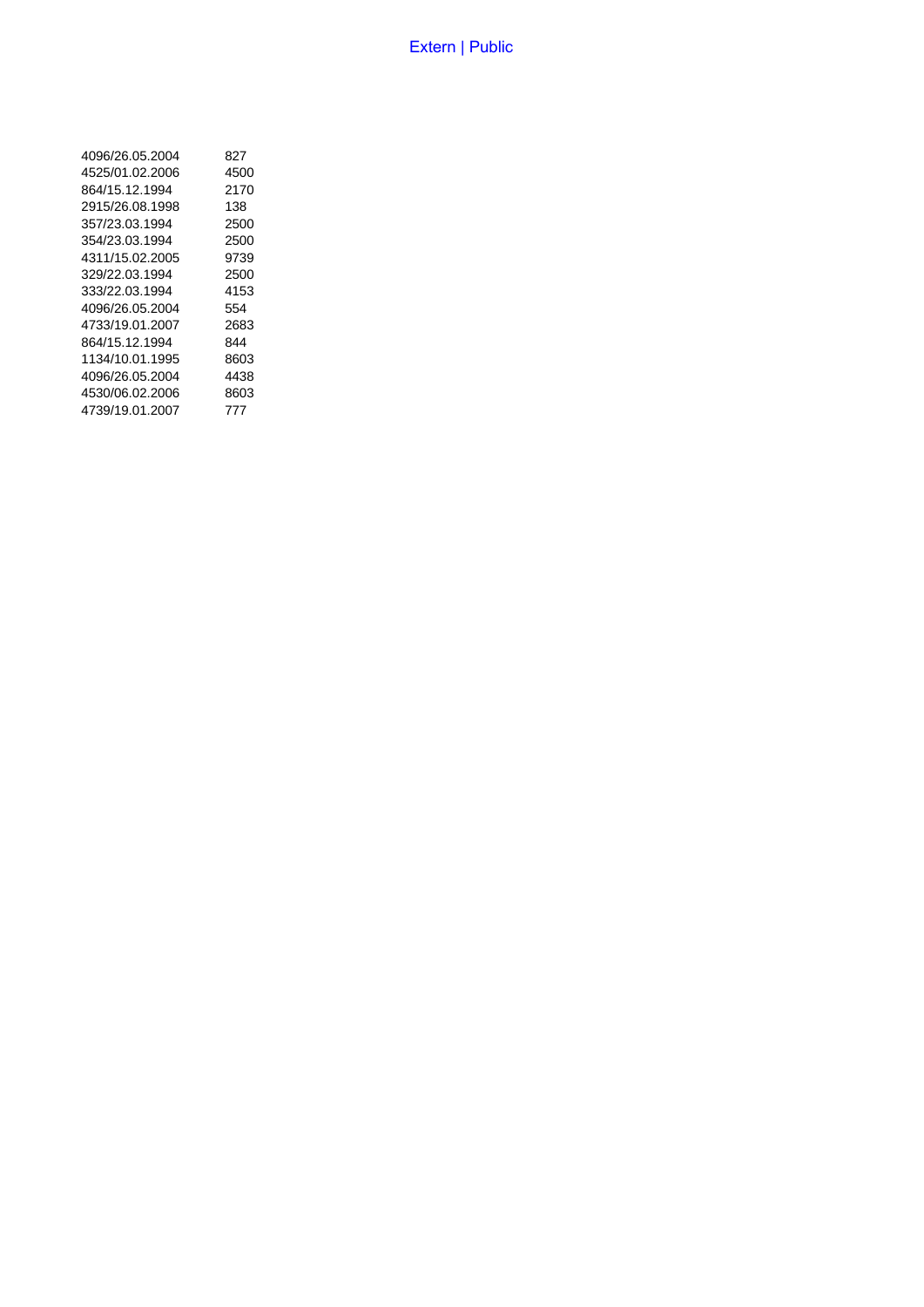| | |
|---|---|
| 4096/26.05.2004 | 827 |
| 4525/01.02.2006 | 4500 |
| 864/15.12.1994 | 2170 |
| 2915/26.08.1998 | 138 |
| 357/23.03.1994 | 2500 |
| 354/23.03.1994 | 2500 |
| 4311/15.02.2005 | 9739 |
| 329/22.03.1994 | 2500 |
| 333/22.03.1994 | 4153 |
| 4096/26.05.2004 | 554 |
| 4733/19.01.2007 | 2683 |
| 864/15.12.1994 | 844 |
| 1134/10.01.1995 | 8603 |
| 4096/26.05.2004 | 4438 |
| 4530/06.02.2006 | 8603 |
| 4739/19.01.2007 | 777 |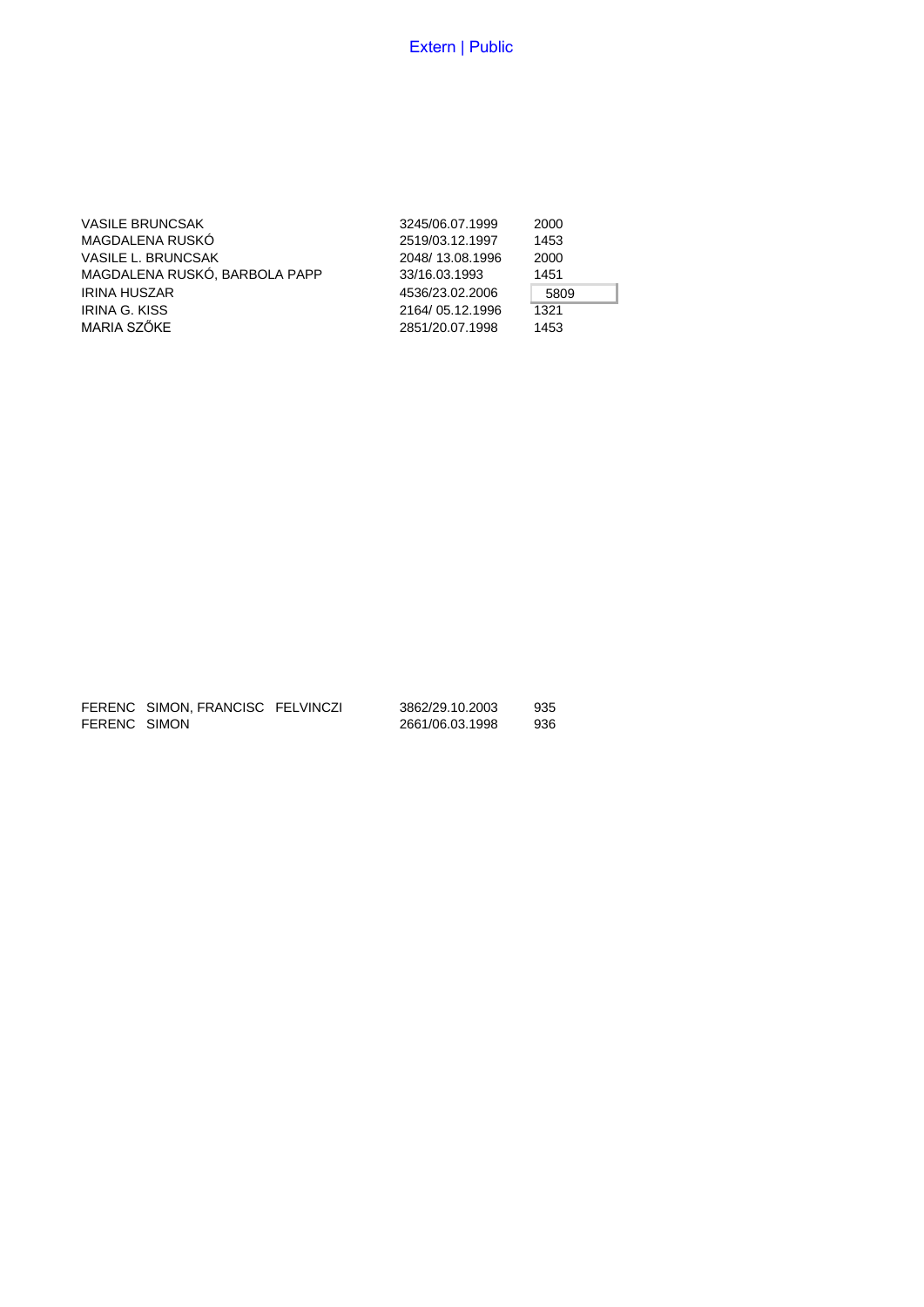| | | |
|---|---|---|
| VASILE BRUNCSAK | 3245/06.07.1999 | 2000 |
| MAGDALENA RUSKÓ | 2519/03.12.1997 | 1453 |
| VASILE L. BRUNCSAK | 2048/ 13.08.1996 | 2000 |
| MAGDALENA RUSKÓ, BARBOLA PAPP | 33/16.03.1993 | 1451 |
| IRINA HUSZAR | 4536/23.02.2006 | 5809 |
| IRINA G. KISS | 2164/ 05.12.1996 | 1321 |
| MARIA SZŐKE | 2851/20.07.1998 | 1453 |

| | | |
|---|---|---|
| FERENC SIMON, FRANCISC FELVINCZI | 3862/29.10.2003 | 935 |
| FERENC SIMON | 2661/06.03.1998 | 936 |